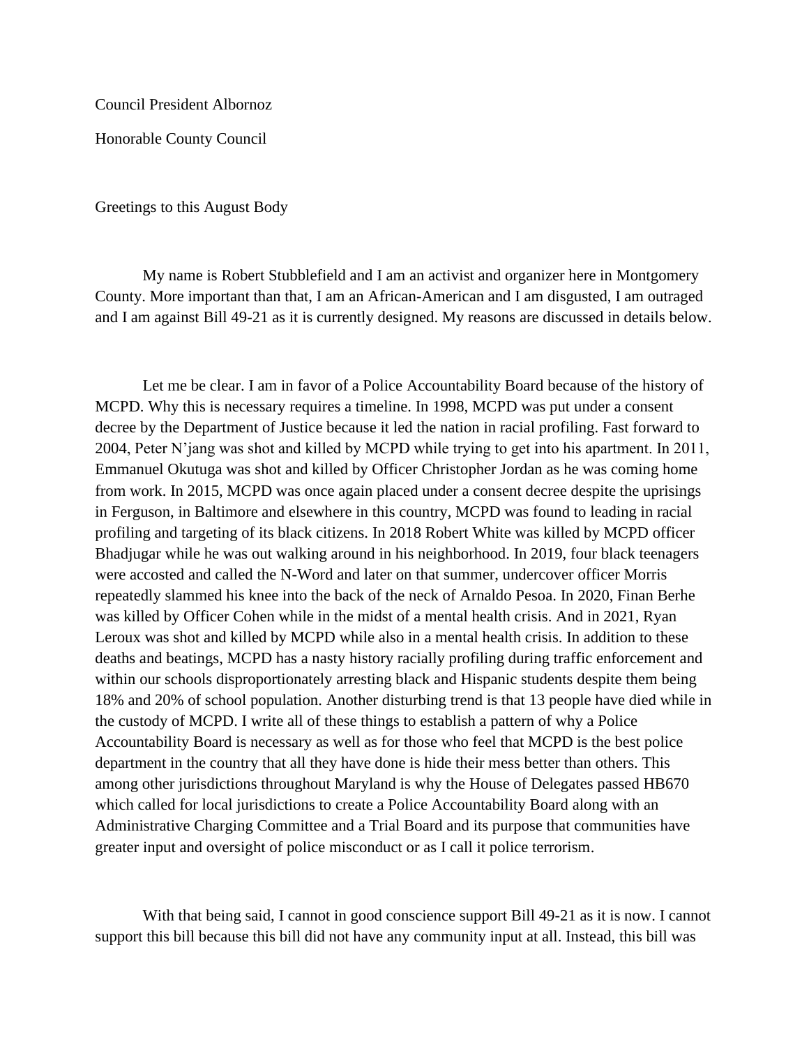Council President Albornoz

Honorable County Council

Greetings to this August Body

My name is Robert Stubblefield and I am an activist and organizer here in Montgomery County. More important than that, I am an African-American and I am disgusted, I am outraged and I am against Bill 49-21 as it is currently designed. My reasons are discussed in details below.

Let me be clear. I am in favor of a Police Accountability Board because of the history of MCPD. Why this is necessary requires a timeline. In 1998, MCPD was put under a consent decree by the Department of Justice because it led the nation in racial profiling. Fast forward to 2004, Peter N'jang was shot and killed by MCPD while trying to get into his apartment. In 2011, Emmanuel Okutuga was shot and killed by Officer Christopher Jordan as he was coming home from work. In 2015, MCPD was once again placed under a consent decree despite the uprisings in Ferguson, in Baltimore and elsewhere in this country, MCPD was found to leading in racial profiling and targeting of its black citizens. In 2018 Robert White was killed by MCPD officer Bhadjugar while he was out walking around in his neighborhood. In 2019, four black teenagers were accosted and called the N-Word and later on that summer, undercover officer Morris repeatedly slammed his knee into the back of the neck of Arnaldo Pesoa. In 2020, Finan Berhe was killed by Officer Cohen while in the midst of a mental health crisis. And in 2021, Ryan Leroux was shot and killed by MCPD while also in a mental health crisis. In addition to these deaths and beatings, MCPD has a nasty history racially profiling during traffic enforcement and within our schools disproportionately arresting black and Hispanic students despite them being 18% and 20% of school population. Another disturbing trend is that 13 people have died while in the custody of MCPD. I write all of these things to establish a pattern of why a Police Accountability Board is necessary as well as for those who feel that MCPD is the best police department in the country that all they have done is hide their mess better than others. This among other jurisdictions throughout Maryland is why the House of Delegates passed HB670 which called for local jurisdictions to create a Police Accountability Board along with an Administrative Charging Committee and a Trial Board and its purpose that communities have greater input and oversight of police misconduct or as I call it police terrorism.

With that being said, I cannot in good conscience support Bill 49-21 as it is now. I cannot support this bill because this bill did not have any community input at all. Instead, this bill was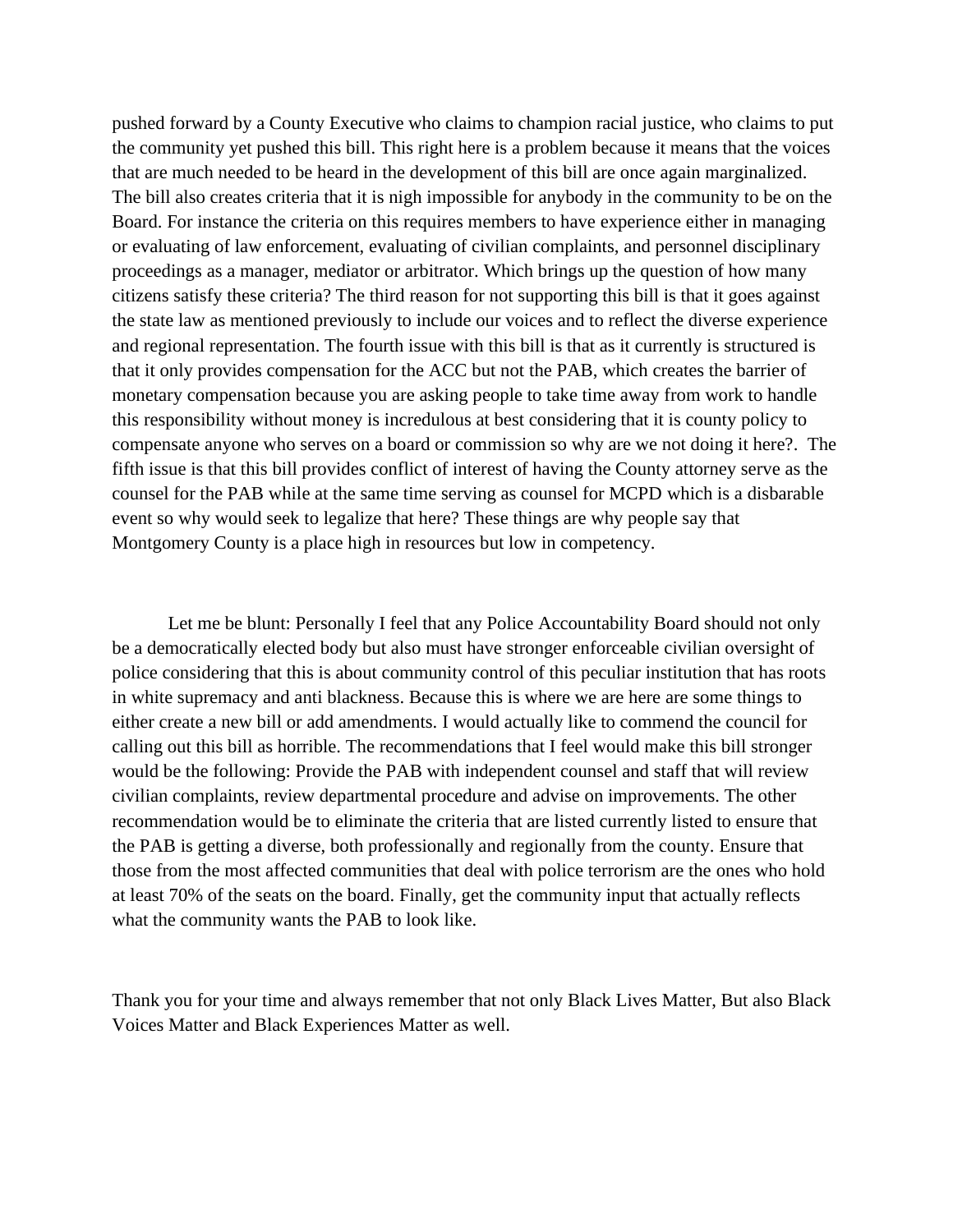pushed forward by a County Executive who claims to champion racial justice, who claims to put the community yet pushed this bill. This right here is a problem because it means that the voices that are much needed to be heard in the development of this bill are once again marginalized. The bill also creates criteria that it is nigh impossible for anybody in the community to be on the Board. For instance the criteria on this requires members to have experience either in managing or evaluating of law enforcement, evaluating of civilian complaints, and personnel disciplinary proceedings as a manager, mediator or arbitrator. Which brings up the question of how many citizens satisfy these criteria? The third reason for not supporting this bill is that it goes against the state law as mentioned previously to include our voices and to reflect the diverse experience and regional representation. The fourth issue with this bill is that as it currently is structured is that it only provides compensation for the ACC but not the PAB, which creates the barrier of monetary compensation because you are asking people to take time away from work to handle this responsibility without money is incredulous at best considering that it is county policy to compensate anyone who serves on a board or commission so why are we not doing it here?. The fifth issue is that this bill provides conflict of interest of having the County attorney serve as the counsel for the PAB while at the same time serving as counsel for MCPD which is a disbarable event so why would seek to legalize that here? These things are why people say that Montgomery County is a place high in resources but low in competency.

Let me be blunt: Personally I feel that any Police Accountability Board should not only be a democratically elected body but also must have stronger enforceable civilian oversight of police considering that this is about community control of this peculiar institution that has roots in white supremacy and anti blackness. Because this is where we are here are some things to either create a new bill or add amendments. I would actually like to commend the council for calling out this bill as horrible. The recommendations that I feel would make this bill stronger would be the following: Provide the PAB with independent counsel and staff that will review civilian complaints, review departmental procedure and advise on improvements. The other recommendation would be to eliminate the criteria that are listed currently listed to ensure that the PAB is getting a diverse, both professionally and regionally from the county. Ensure that those from the most affected communities that deal with police terrorism are the ones who hold at least 70% of the seats on the board. Finally, get the community input that actually reflects what the community wants the PAB to look like.

Thank you for your time and always remember that not only Black Lives Matter, But also Black Voices Matter and Black Experiences Matter as well.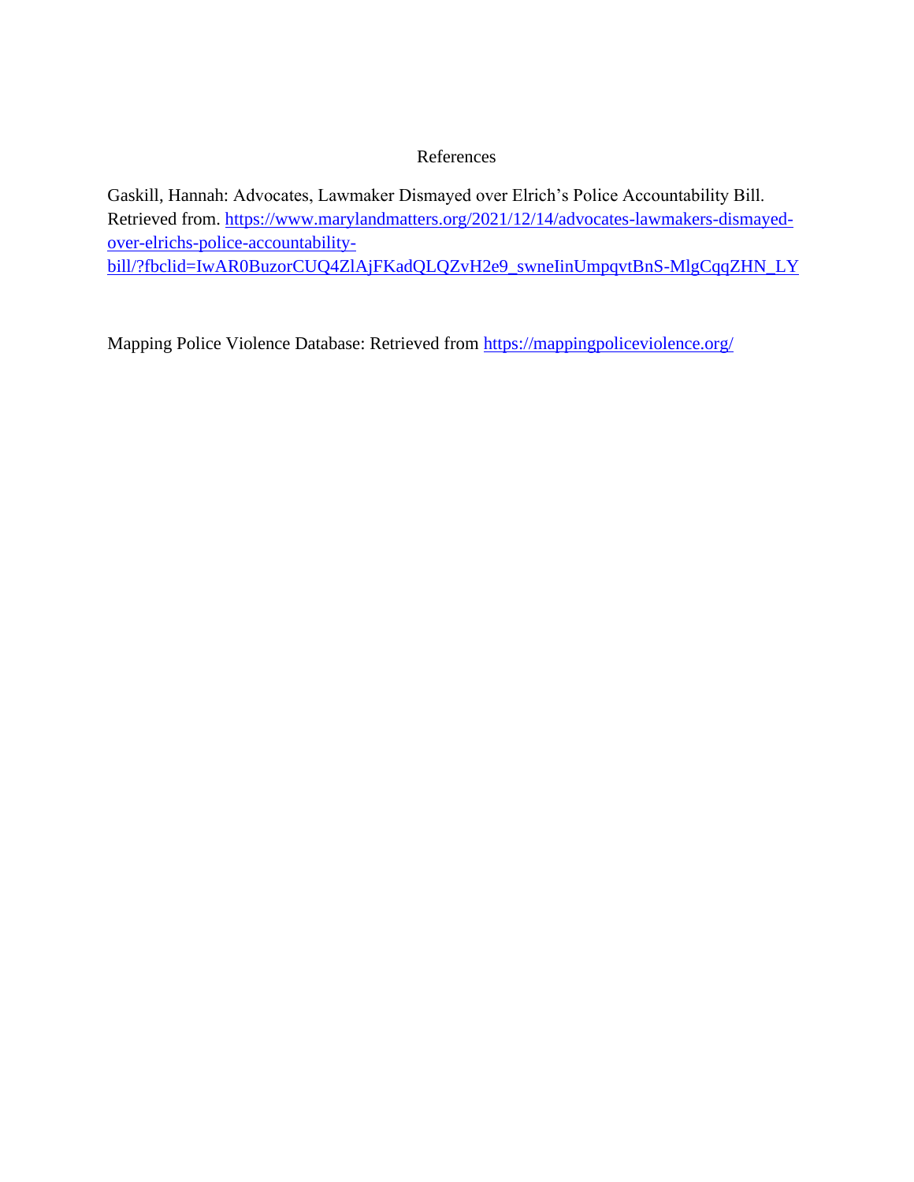# References

Gaskill, Hannah: Advocates, Lawmaker Dismayed over Elrich's Police Accountability Bill. Retrieved from. https://www.marylandmatters.org/2021/12/14/advocates-lawmakers-dismayed-over-elrichs-police-accountability-bill/?fbclid=IwAR0BuzorCUQ4ZlAjFKadQLQZvH2e9_swneIinUmpqvtBnS-MlgCqqZHN_LY

Mapping Police Violence Database: Retrieved from https://mappingpoliceviolence.org/